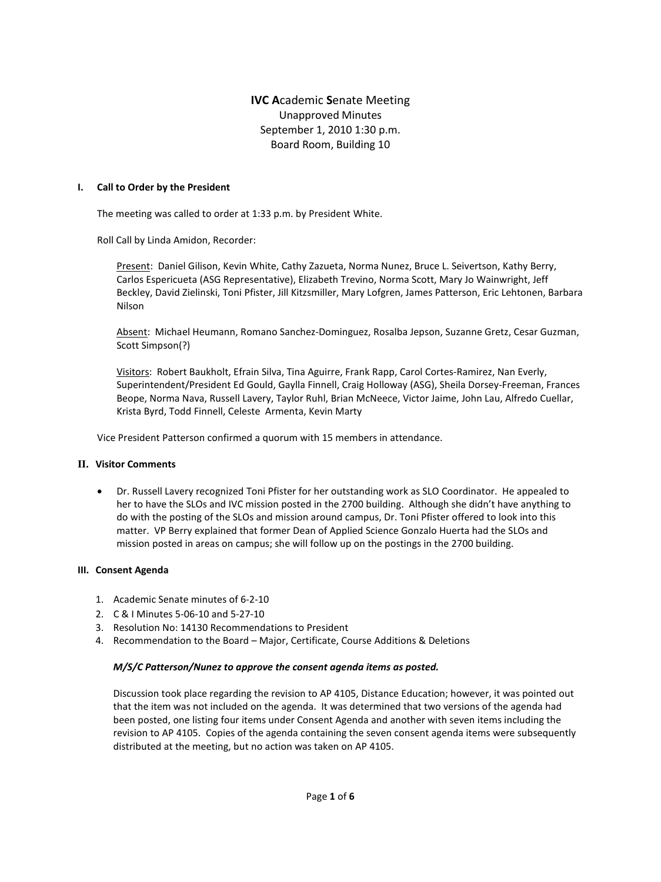# IVC Academic Senate Meeting

Unapproved Minutes
September 1, 2010 1:30 p.m.
Board Room, Building 10

## I. Call to Order by the President

The meeting was called to order at 1:33 p.m. by President White.

Roll Call by Linda Amidon, Recorder:

Present: Daniel Gilison, Kevin White, Cathy Zazueta, Norma Nunez, Bruce L. Seivertson, Kathy Berry, Carlos Espericueta (ASG Representative), Elizabeth Trevino, Norma Scott, Mary Jo Wainwright, Jeff Beckley, David Zielinski, Toni Pfister, Jill Kitzsmiller, Mary Lofgren, James Patterson, Eric Lehtonen, Barbara Nilson

Absent: Michael Heumann, Romano Sanchez-Dominguez, Rosalba Jepson, Suzanne Gretz, Cesar Guzman, Scott Simpson(?)

Visitors: Robert Baukholt, Efrain Silva, Tina Aguirre, Frank Rapp, Carol Cortes-Ramirez, Nan Everly, Superintendent/President Ed Gould, Gaylla Finnell, Craig Holloway (ASG), Sheila Dorsey-Freeman, Frances Beope, Norma Nava, Russell Lavery, Taylor Ruhl, Brian McNeece, Victor Jaime, John Lau, Alfredo Cuellar, Krista Byrd, Todd Finnell, Celeste Armenta, Kevin Marty

Vice President Patterson confirmed a quorum with 15 members in attendance.

## II. Visitor Comments

- Dr. Russell Lavery recognized Toni Pfister for her outstanding work as SLO Coordinator. He appealed to her to have the SLOs and IVC mission posted in the 2700 building. Although she didn't have anything to do with the posting of the SLOs and mission around campus, Dr. Toni Pfister offered to look into this matter. VP Berry explained that former Dean of Applied Science Gonzalo Huerta had the SLOs and mission posted in areas on campus; she will follow up on the postings in the 2700 building.

## III. Consent Agenda

1. Academic Senate minutes of 6-2-10
2. C & I Minutes 5-06-10 and 5-27-10
3. Resolution No: 14130 Recommendations to President
4. Recommendation to the Board – Major, Certificate, Course Additions & Deletions

***M/S/C Patterson/Nunez to approve the consent agenda items as posted.***

Discussion took place regarding the revision to AP 4105, Distance Education; however, it was pointed out that the item was not included on the agenda. It was determined that two versions of the agenda had been posted, one listing four items under Consent Agenda and another with seven items including the revision to AP 4105. Copies of the agenda containing the seven consent agenda items were subsequently distributed at the meeting, but no action was taken on AP 4105.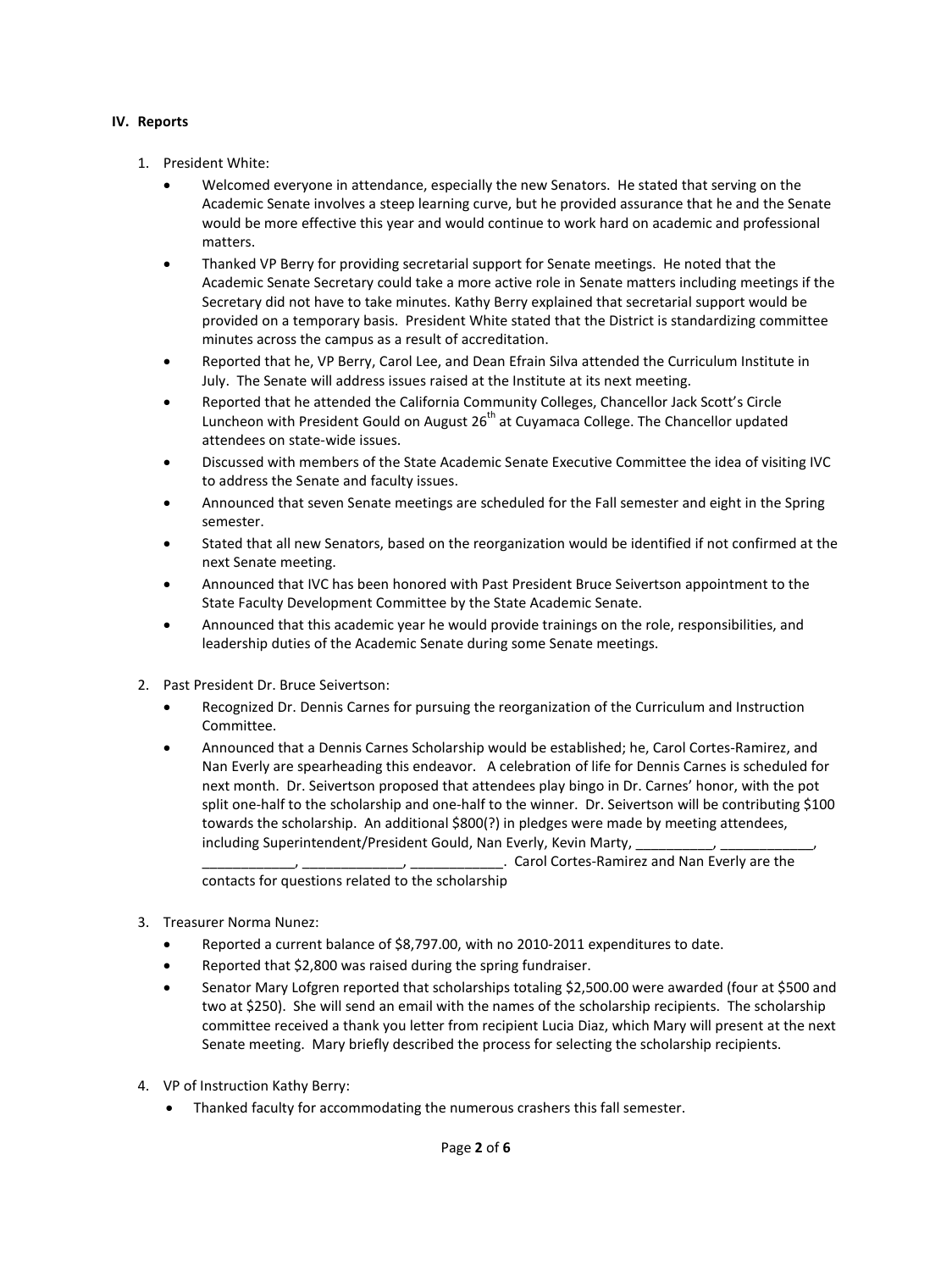**IV. Reports**

1. President White:
   - Welcomed everyone in attendance, especially the new Senators. He stated that serving on the Academic Senate involves a steep learning curve, but he provided assurance that he and the Senate would be more effective this year and would continue to work hard on academic and professional matters.
   - Thanked VP Berry for providing secretarial support for Senate meetings. He noted that the Academic Senate Secretary could take a more active role in Senate matters including meetings if the Secretary did not have to take minutes. Kathy Berry explained that secretarial support would be provided on a temporary basis. President White stated that the District is standardizing committee minutes across the campus as a result of accreditation.
   - Reported that he, VP Berry, Carol Lee, and Dean Efrain Silva attended the Curriculum Institute in July. The Senate will address issues raised at the Institute at its next meeting.
   - Reported that he attended the California Community Colleges, Chancellor Jack Scott's Circle Luncheon with President Gould on August 26th at Cuyamaca College. The Chancellor updated attendees on state-wide issues.
   - Discussed with members of the State Academic Senate Executive Committee the idea of visiting IVC to address the Senate and faculty issues.
   - Announced that seven Senate meetings are scheduled for the Fall semester and eight in the Spring semester.
   - Stated that all new Senators, based on the reorganization would be identified if not confirmed at the next Senate meeting.
   - Announced that IVC has been honored with Past President Bruce Seivertson appointment to the State Faculty Development Committee by the State Academic Senate.
   - Announced that this academic year he would provide trainings on the role, responsibilities, and leadership duties of the Academic Senate during some Senate meetings.

2. Past President Dr. Bruce Seivertson:
   - Recognized Dr. Dennis Carnes for pursuing the reorganization of the Curriculum and Instruction Committee.
   - Announced that a Dennis Carnes Scholarship would be established; he, Carol Cortes-Ramirez, and Nan Everly are spearheading this endeavor. A celebration of life for Dennis Carnes is scheduled for next month. Dr. Seivertson proposed that attendees play bingo in Dr. Carnes' honor, with the pot split one-half to the scholarship and one-half to the winner. Dr. Seivertson will be contributing $100 towards the scholarship. An additional $800(?) in pledges were made by meeting attendees, including Superintendent/President Gould, Nan Everly, Kevin Marty, __________, ____________, ____________, _____________, ____________. Carol Cortes-Ramirez and Nan Everly are the contacts for questions related to the scholarship

3. Treasurer Norma Nunez:
   - Reported a current balance of $8,797.00, with no 2010-2011 expenditures to date.
   - Reported that $2,800 was raised during the spring fundraiser.
   - Senator Mary Lofgren reported that scholarships totaling $2,500.00 were awarded (four at $500 and two at $250). She will send an email with the names of the scholarship recipients. The scholarship committee received a thank you letter from recipient Lucia Diaz, which Mary will present at the next Senate meeting. Mary briefly described the process for selecting the scholarship recipients.

4. VP of Instruction Kathy Berry:
   - Thanked faculty for accommodating the numerous crashers this fall semester.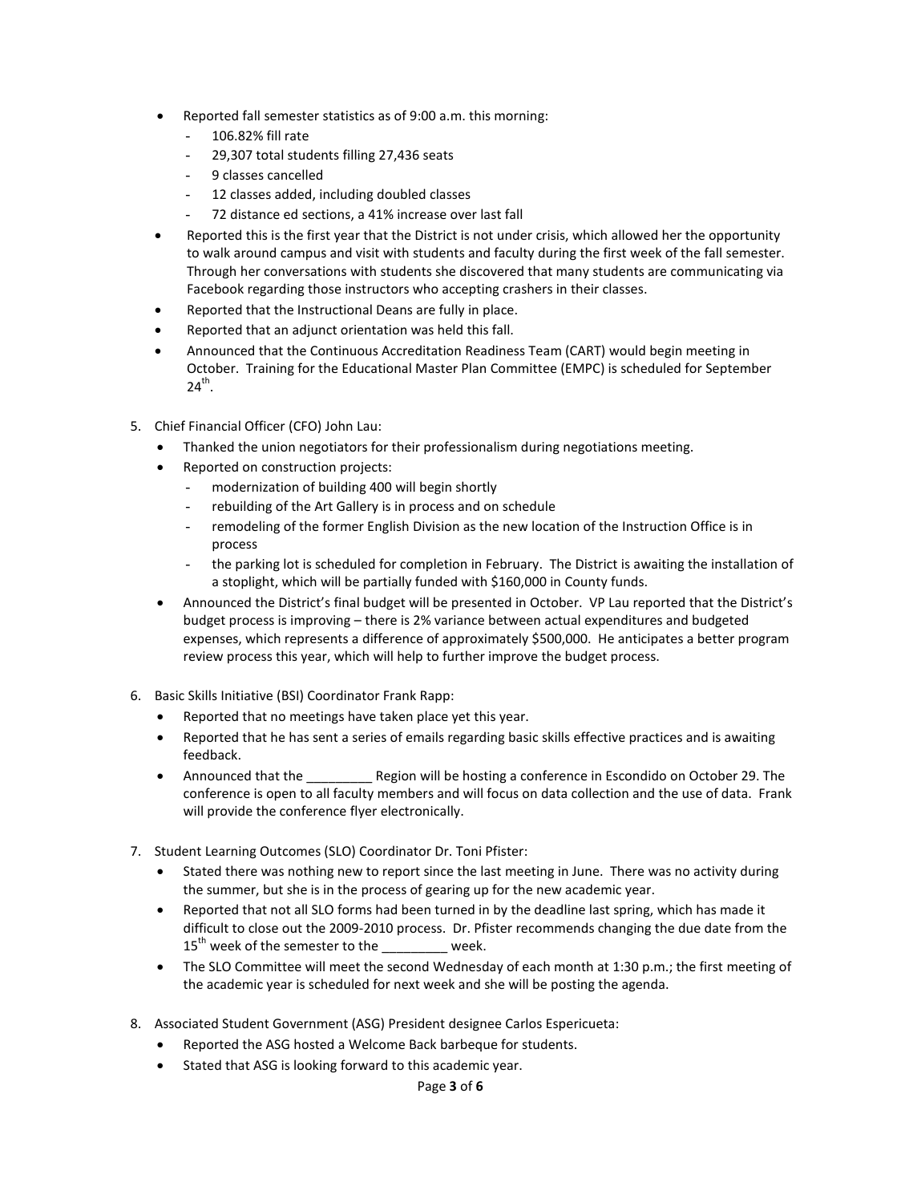- Reported fall semester statistics as of 9:00 a.m. this morning:
  - 106.82% fill rate
  - 29,307 total students filling 27,436 seats
  - 9 classes cancelled
  - 12 classes added, including doubled classes
  - 72 distance ed sections, a 41% increase over last fall
- Reported this is the first year that the District is not under crisis, which allowed her the opportunity to walk around campus and visit with students and faculty during the first week of the fall semester. Through her conversations with students she discovered that many students are communicating via Facebook regarding those instructors who accepting crashers in their classes.
- Reported that the Instructional Deans are fully in place.
- Reported that an adjunct orientation was held this fall.
- Announced that the Continuous Accreditation Readiness Team (CART) would begin meeting in October. Training for the Educational Master Plan Committee (EMPC) is scheduled for September 24th.

5. Chief Financial Officer (CFO) John Lau:
   - Thanked the union negotiators for their professionalism during negotiations meeting.
   - Reported on construction projects:
     - modernization of building 400 will begin shortly
     - rebuilding of the Art Gallery is in process and on schedule
     - remodeling of the former English Division as the new location of the Instruction Office is in process
     - the parking lot is scheduled for completion in February. The District is awaiting the installation of a stoplight, which will be partially funded with $160,000 in County funds.
   - Announced the District's final budget will be presented in October. VP Lau reported that the District's budget process is improving – there is 2% variance between actual expenditures and budgeted expenses, which represents a difference of approximately $500,000. He anticipates a better program review process this year, which will help to further improve the budget process.

6. Basic Skills Initiative (BSI) Coordinator Frank Rapp:
   - Reported that no meetings have taken place yet this year.
   - Reported that he has sent a series of emails regarding basic skills effective practices and is awaiting feedback.
   - Announced that the _________ Region will be hosting a conference in Escondido on October 29. The conference is open to all faculty members and will focus on data collection and the use of data. Frank will provide the conference flyer electronically.

7. Student Learning Outcomes (SLO) Coordinator Dr. Toni Pfister:
   - Stated there was nothing new to report since the last meeting in June. There was no activity during the summer, but she is in the process of gearing up for the new academic year.
   - Reported that not all SLO forms had been turned in by the deadline last spring, which has made it difficult to close out the 2009-2010 process. Dr. Pfister recommends changing the due date from the 15th week of the semester to the _________ week.
   - The SLO Committee will meet the second Wednesday of each month at 1:30 p.m.; the first meeting of the academic year is scheduled for next week and she will be posting the agenda.

8. Associated Student Government (ASG) President designee Carlos Espericueta:
   - Reported the ASG hosted a Welcome Back barbeque for students.
   - Stated that ASG is looking forward to this academic year.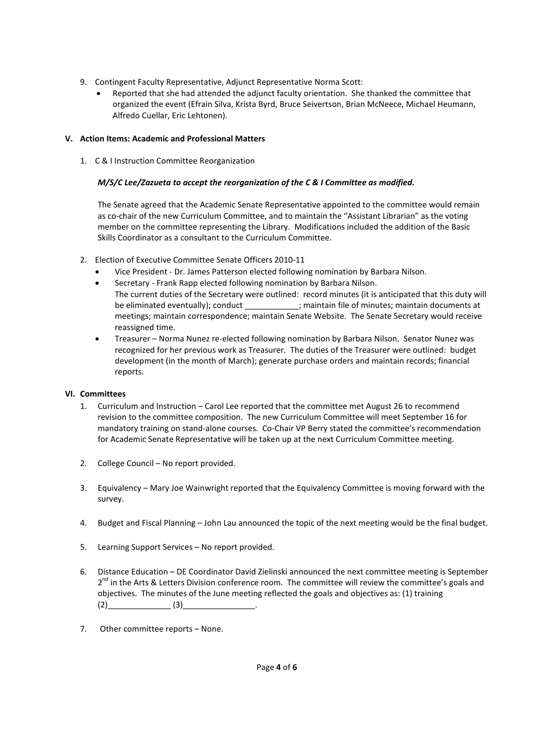9. Contingent Faculty Representative, Adjunct Representative Norma Scott:
   - Reported that she had attended the adjunct faculty orientation. She thanked the committee that organized the event (Efrain Silva, Krista Byrd, Bruce Seivertson, Brian McNeece, Michael Heumann, Alfredo Cuellar, Eric Lehtonen).

## V. Action Items: Academic and Professional Matters

1. C & I Instruction Committee Reorganization

   ***M/S/C Lee/Zazueta to accept the reorganization of the C & I Committee as modified.***

   The Senate agreed that the Academic Senate Representative appointed to the committee would remain as co-chair of the new Curriculum Committee, and to maintain the "Assistant Librarian" as the voting member on the committee representing the Library. Modifications included the addition of the Basic Skills Coordinator as a consultant to the Curriculum Committee.

2. Election of Executive Committee Senate Officers 2010-11
   - Vice President - Dr. James Patterson elected following nomination by Barbara Nilson.
   - Secretary - Frank Rapp elected following nomination by Barbara Nilson. The current duties of the Secretary were outlined: record minutes (it is anticipated that this duty will be eliminated eventually); conduct ____________; maintain file of minutes; maintain documents at meetings; maintain correspondence; maintain Senate Website. The Senate Secretary would receive reassigned time.
   - Treasurer – Norma Nunez re-elected following nomination by Barbara Nilson. Senator Nunez was recognized for her previous work as Treasurer. The duties of the Treasurer were outlined: budget development (in the month of March); generate purchase orders and maintain records; financial reports.

## VI. Committees

1. Curriculum and Instruction – Carol Lee reported that the committee met August 26 to recommend revision to the committee composition. The new Curriculum Committee will meet September 16 for mandatory training on stand-alone courses. Co-Chair VP Berry stated the committee's recommendation for Academic Senate Representative will be taken up at the next Curriculum Committee meeting.

2. College Council – No report provided.

3. Equivalency – Mary Joe Wainwright reported that the Equivalency Committee is moving forward with the survey.

4. Budget and Fiscal Planning – John Lau announced the topic of the next meeting would be the final budget.

5. Learning Support Services – No report provided.

6. Distance Education – DE Coordinator David Zielinski announced the next committee meeting is September 2nd in the Arts & Letters Division conference room. The committee will review the committee's goals and objectives. The minutes of the June meeting reflected the goals and objectives as: (1) training (2)______________ (3)________________.

7. Other committee reports – None.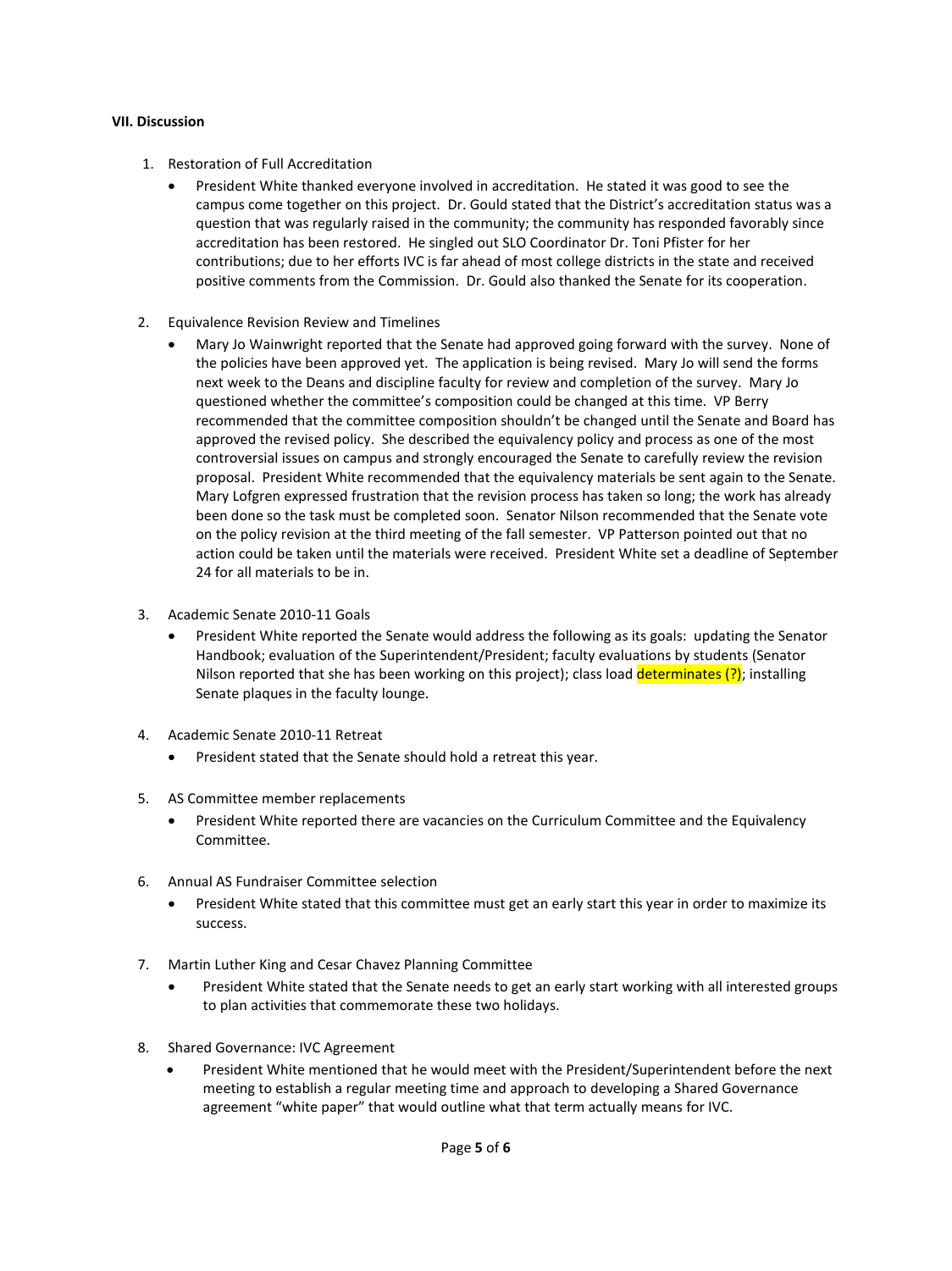**VII. Discussion**

1. Restoration of Full Accreditation
   - President White thanked everyone involved in accreditation. He stated it was good to see the campus come together on this project. Dr. Gould stated that the District's accreditation status was a question that was regularly raised in the community; the community has responded favorably since accreditation has been restored. He singled out SLO Coordinator Dr. Toni Pfister for her contributions; due to her efforts IVC is far ahead of most college districts in the state and received positive comments from the Commission. Dr. Gould also thanked the Senate for its cooperation.

2. Equivalence Revision Review and Timelines
   - Mary Jo Wainwright reported that the Senate had approved going forward with the survey. None of the policies have been approved yet. The application is being revised. Mary Jo will send the forms next week to the Deans and discipline faculty for review and completion of the survey. Mary Jo questioned whether the committee's composition could be changed at this time. VP Berry recommended that the committee composition shouldn't be changed until the Senate and Board has approved the revised policy. She described the equivalency policy and process as one of the most controversial issues on campus and strongly encouraged the Senate to carefully review the revision proposal. President White recommended that the equivalency materials be sent again to the Senate. Mary Lofgren expressed frustration that the revision process has taken so long; the work has already been done so the task must be completed soon. Senator Nilson recommended that the Senate vote on the policy revision at the third meeting of the fall semester. VP Patterson pointed out that no action could be taken until the materials were received. President White set a deadline of September 24 for all materials to be in.

3. Academic Senate 2010-11 Goals
   - President White reported the Senate would address the following as its goals: updating the Senator Handbook; evaluation of the Superintendent/President; faculty evaluations by students (Senator Nilson reported that she has been working on this project); class load determinates (?); installing Senate plaques in the faculty lounge.

4. Academic Senate 2010-11 Retreat
   - President stated that the Senate should hold a retreat this year.

5. AS Committee member replacements
   - President White reported there are vacancies on the Curriculum Committee and the Equivalency Committee.

6. Annual AS Fundraiser Committee selection
   - President White stated that this committee must get an early start this year in order to maximize its success.

7. Martin Luther King and Cesar Chavez Planning Committee
   - President White stated that the Senate needs to get an early start working with all interested groups to plan activities that commemorate these two holidays.

8. Shared Governance: IVC Agreement
   - President White mentioned that he would meet with the President/Superintendent before the next meeting to establish a regular meeting time and approach to developing a Shared Governance agreement "white paper" that would outline what that term actually means for IVC.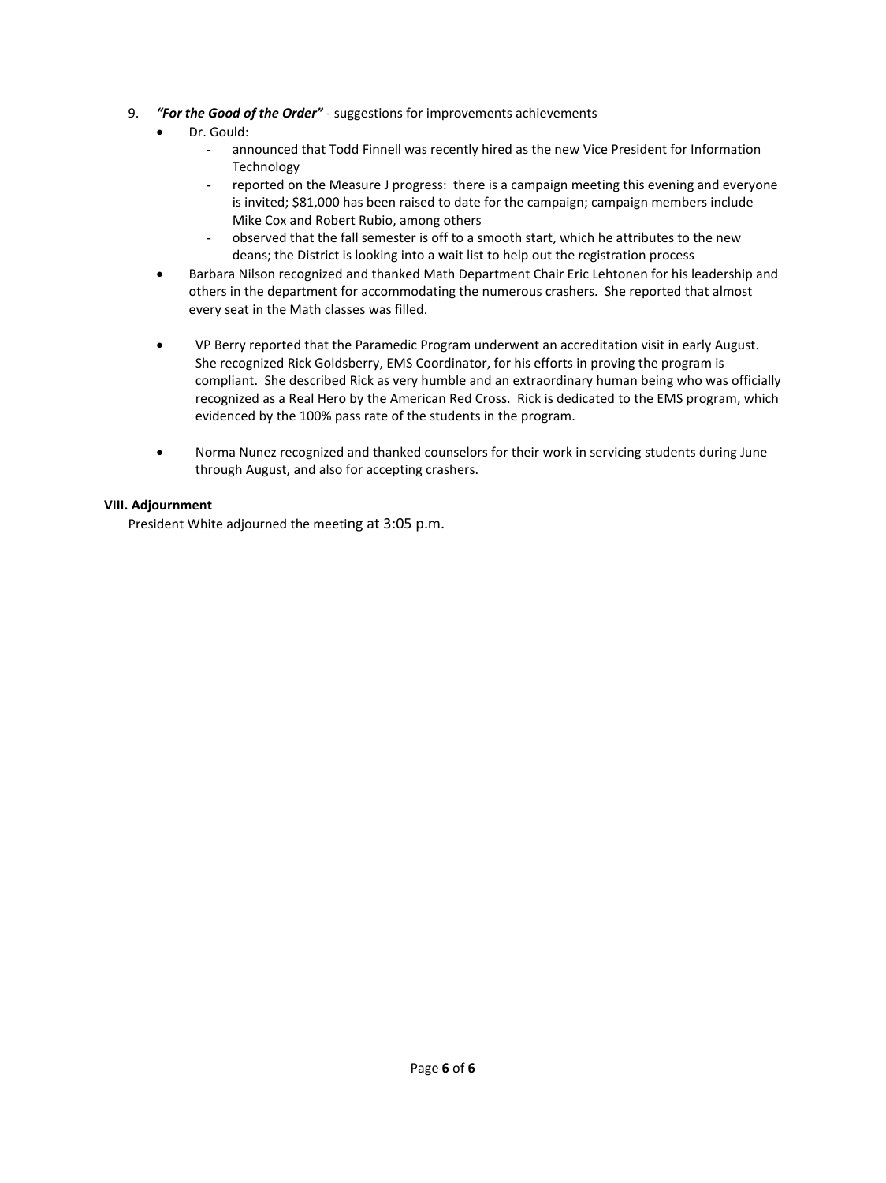9. ***"For the Good of the Order"*** - suggestions for improvements achievements
   - Dr. Gould:
     - announced that Todd Finnell was recently hired as the new Vice President for Information Technology
     - reported on the Measure J progress: there is a campaign meeting this evening and everyone is invited; $81,000 has been raised to date for the campaign; campaign members include Mike Cox and Robert Rubio, among others
     - observed that the fall semester is off to a smooth start, which he attributes to the new deans; the District is looking into a wait list to help out the registration process
   - Barbara Nilson recognized and thanked Math Department Chair Eric Lehtonen for his leadership and others in the department for accommodating the numerous crashers. She reported that almost every seat in the Math classes was filled.
   - VP Berry reported that the Paramedic Program underwent an accreditation visit in early August. She recognized Rick Goldsberry, EMS Coordinator, for his efforts in proving the program is compliant. She described Rick as very humble and an extraordinary human being who was officially recognized as a Real Hero by the American Red Cross. Rick is dedicated to the EMS program, which evidenced by the 100% pass rate of the students in the program.
   - Norma Nunez recognized and thanked counselors for their work in servicing students during June through August, and also for accepting crashers.

**VIII. Adjournment**

President White adjourned the meeting at 3:05 p.m.